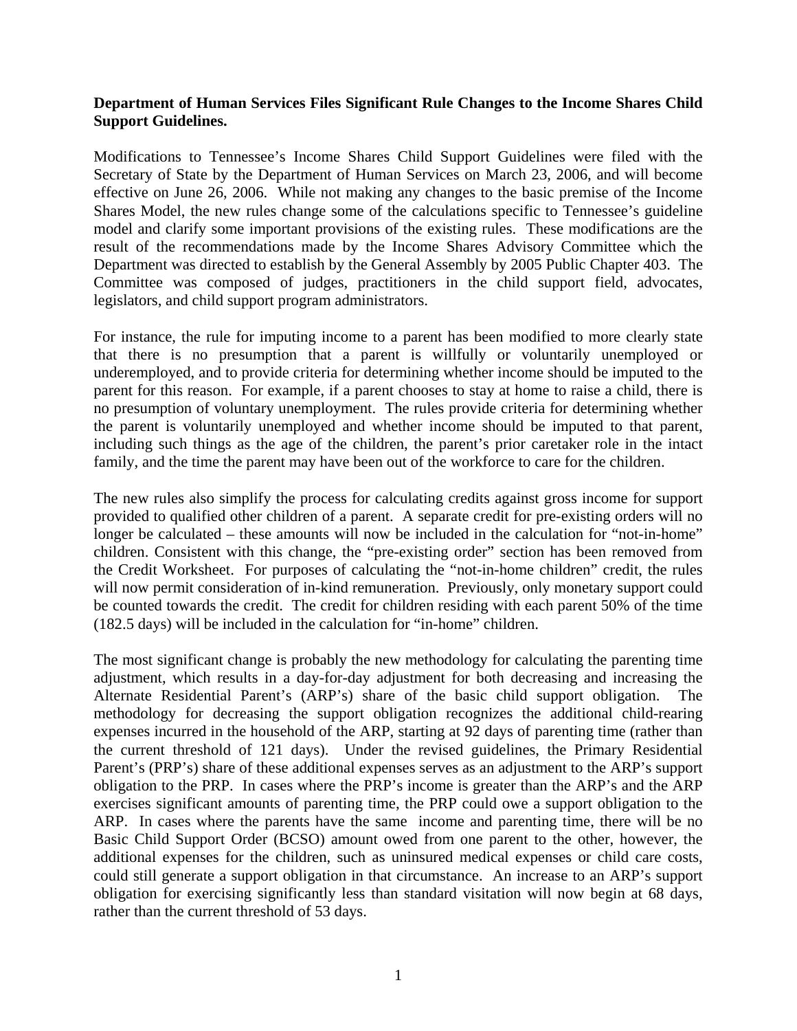**Department of Human Services Files Significant Rule Changes to the Income Shares Child Support Guidelines.**

Modifications to Tennessee's Income Shares Child Support Guidelines were filed with the Secretary of State by the Department of Human Services on March 23, 2006, and will become effective on June 26, 2006. While not making any changes to the basic premise of the Income Shares Model, the new rules change some of the calculations specific to Tennessee's guideline model and clarify some important provisions of the existing rules. These modifications are the result of the recommendations made by the Income Shares Advisory Committee which the Department was directed to establish by the General Assembly by 2005 Public Chapter 403. The Committee was composed of judges, practitioners in the child support field, advocates, legislators, and child support program administrators.

For instance, the rule for imputing income to a parent has been modified to more clearly state that there is no presumption that a parent is willfully or voluntarily unemployed or underemployed, and to provide criteria for determining whether income should be imputed to the parent for this reason. For example, if a parent chooses to stay at home to raise a child, there is no presumption of voluntary unemployment. The rules provide criteria for determining whether the parent is voluntarily unemployed and whether income should be imputed to that parent, including such things as the age of the children, the parent's prior caretaker role in the intact family, and the time the parent may have been out of the workforce to care for the children.

The new rules also simplify the process for calculating credits against gross income for support provided to qualified other children of a parent. A separate credit for pre-existing orders will no longer be calculated – these amounts will now be included in the calculation for "not-in-home" children. Consistent with this change, the "pre-existing order" section has been removed from the Credit Worksheet. For purposes of calculating the "not-in-home children" credit, the rules will now permit consideration of in-kind remuneration. Previously, only monetary support could be counted towards the credit. The credit for children residing with each parent 50% of the time (182.5 days) will be included in the calculation for "in-home" children.

The most significant change is probably the new methodology for calculating the parenting time adjustment, which results in a day-for-day adjustment for both decreasing and increasing the Alternate Residential Parent's (ARP's) share of the basic child support obligation. The methodology for decreasing the support obligation recognizes the additional child-rearing expenses incurred in the household of the ARP, starting at 92 days of parenting time (rather than the current threshold of 121 days). Under the revised guidelines, the Primary Residential Parent's (PRP's) share of these additional expenses serves as an adjustment to the ARP's support obligation to the PRP. In cases where the PRP's income is greater than the ARP's and the ARP exercises significant amounts of parenting time, the PRP could owe a support obligation to the ARP. In cases where the parents have the same income and parenting time, there will be no Basic Child Support Order (BCSO) amount owed from one parent to the other, however, the additional expenses for the children, such as uninsured medical expenses or child care costs, could still generate a support obligation in that circumstance. An increase to an ARP's support obligation for exercising significantly less than standard visitation will now begin at 68 days, rather than the current threshold of 53 days.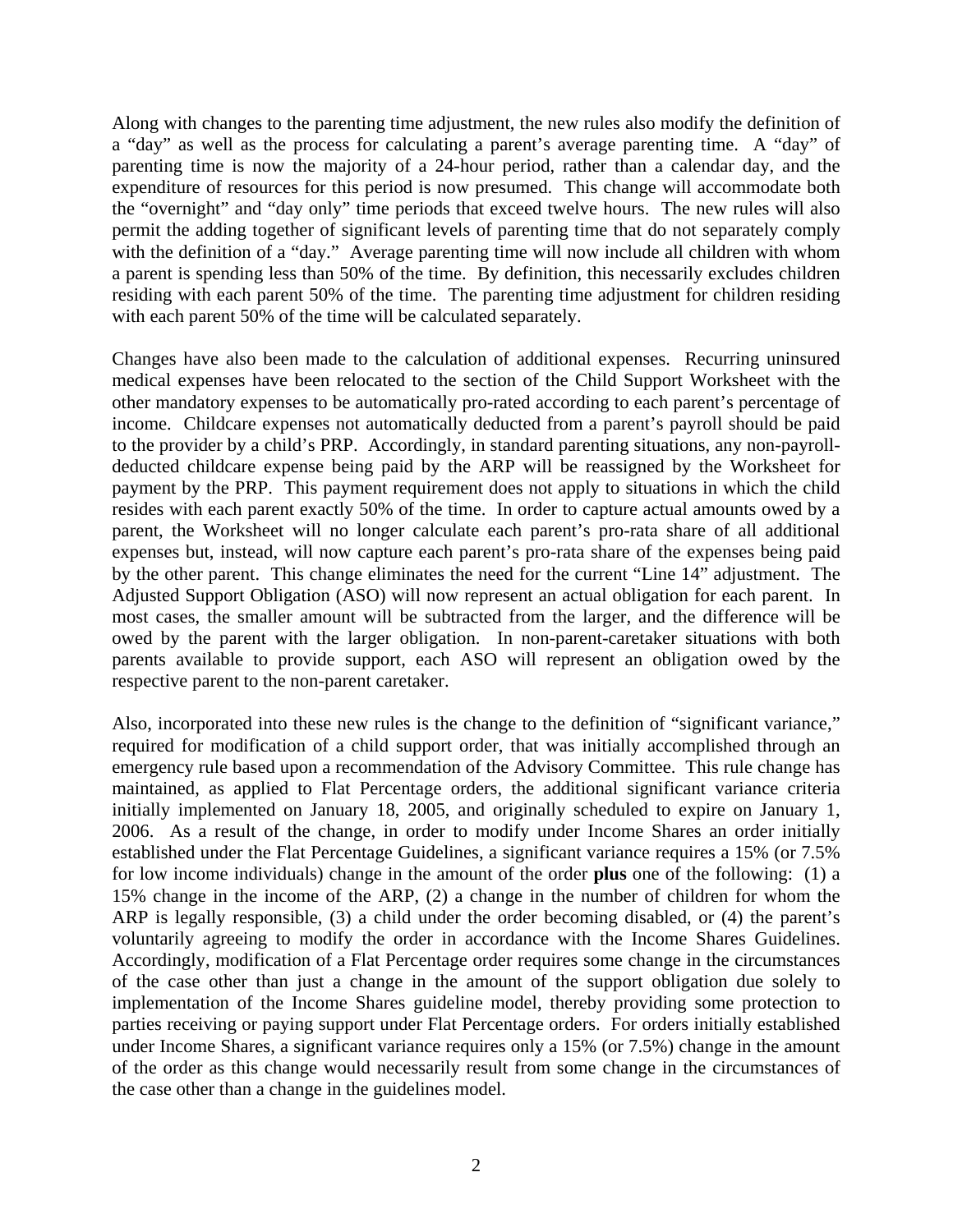Along with changes to the parenting time adjustment, the new rules also modify the definition of a "day" as well as the process for calculating a parent's average parenting time. A "day" of parenting time is now the majority of a 24-hour period, rather than a calendar day, and the expenditure of resources for this period is now presumed. This change will accommodate both the "overnight" and "day only" time periods that exceed twelve hours. The new rules will also permit the adding together of significant levels of parenting time that do not separately comply with the definition of a "day." Average parenting time will now include all children with whom a parent is spending less than 50% of the time. By definition, this necessarily excludes children residing with each parent 50% of the time. The parenting time adjustment for children residing with each parent 50% of the time will be calculated separately.

Changes have also been made to the calculation of additional expenses. Recurring uninsured medical expenses have been relocated to the section of the Child Support Worksheet with the other mandatory expenses to be automatically pro-rated according to each parent's percentage of income. Childcare expenses not automatically deducted from a parent's payroll should be paid to the provider by a child's PRP. Accordingly, in standard parenting situations, any non-payroll-deducted childcare expense being paid by the ARP will be reassigned by the Worksheet for payment by the PRP. This payment requirement does not apply to situations in which the child resides with each parent exactly 50% of the time. In order to capture actual amounts owed by a parent, the Worksheet will no longer calculate each parent's pro-rata share of all additional expenses but, instead, will now capture each parent's pro-rata share of the expenses being paid by the other parent. This change eliminates the need for the current "Line 14" adjustment. The Adjusted Support Obligation (ASO) will now represent an actual obligation for each parent. In most cases, the smaller amount will be subtracted from the larger, and the difference will be owed by the parent with the larger obligation. In non-parent-caretaker situations with both parents available to provide support, each ASO will represent an obligation owed by the respective parent to the non-parent caretaker.

Also, incorporated into these new rules is the change to the definition of "significant variance," required for modification of a child support order, that was initially accomplished through an emergency rule based upon a recommendation of the Advisory Committee. This rule change has maintained, as applied to Flat Percentage orders, the additional significant variance criteria initially implemented on January 18, 2005, and originally scheduled to expire on January 1, 2006. As a result of the change, in order to modify under Income Shares an order initially established under the Flat Percentage Guidelines, a significant variance requires a 15% (or 7.5% for low income individuals) change in the amount of the order **plus** one of the following: (1) a 15% change in the income of the ARP, (2) a change in the number of children for whom the ARP is legally responsible, (3) a child under the order becoming disabled, or (4) the parent's voluntarily agreeing to modify the order in accordance with the Income Shares Guidelines. Accordingly, modification of a Flat Percentage order requires some change in the circumstances of the case other than just a change in the amount of the support obligation due solely to implementation of the Income Shares guideline model, thereby providing some protection to parties receiving or paying support under Flat Percentage orders. For orders initially established under Income Shares, a significant variance requires only a 15% (or 7.5%) change in the amount of the order as this change would necessarily result from some change in the circumstances of the case other than a change in the guidelines model.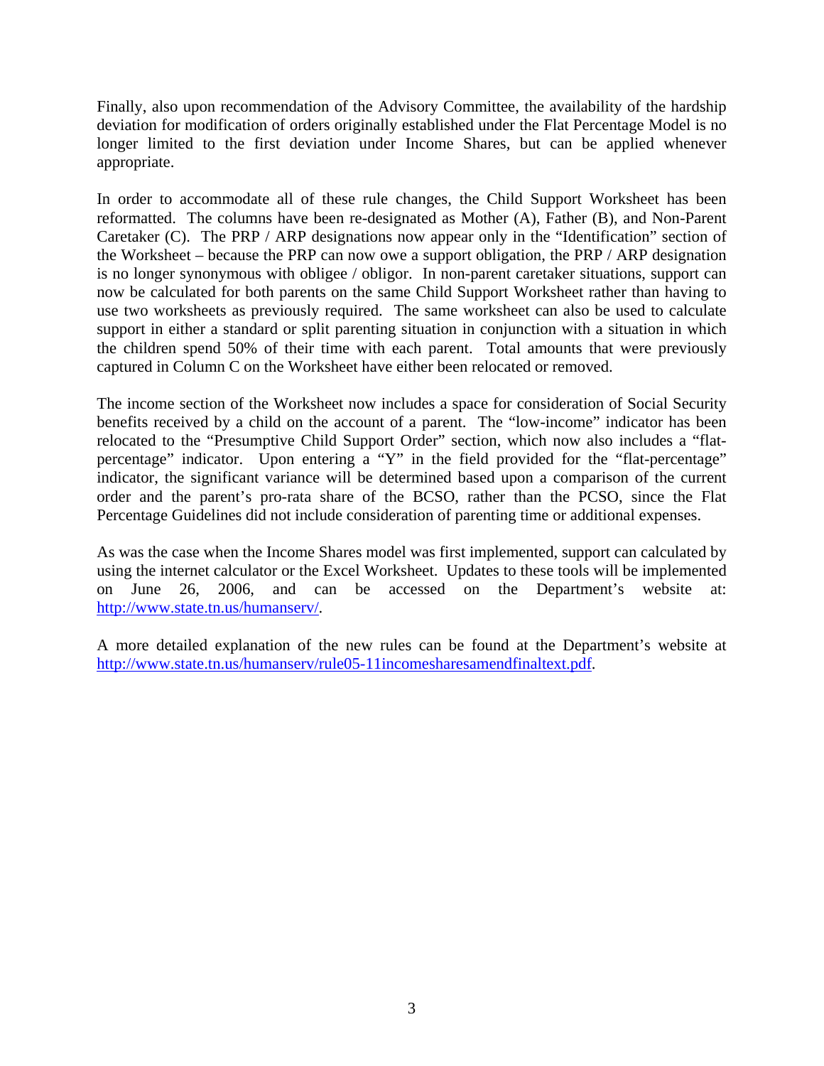Finally, also upon recommendation of the Advisory Committee, the availability of the hardship deviation for modification of orders originally established under the Flat Percentage Model is no longer limited to the first deviation under Income Shares, but can be applied whenever appropriate.

In order to accommodate all of these rule changes, the Child Support Worksheet has been reformatted. The columns have been re-designated as Mother (A), Father (B), and Non-Parent Caretaker (C). The PRP / ARP designations now appear only in the "Identification" section of the Worksheet – because the PRP can now owe a support obligation, the PRP / ARP designation is no longer synonymous with obligee / obligor. In non-parent caretaker situations, support can now be calculated for both parents on the same Child Support Worksheet rather than having to use two worksheets as previously required. The same worksheet can also be used to calculate support in either a standard or split parenting situation in conjunction with a situation in which the children spend 50% of their time with each parent. Total amounts that were previously captured in Column C on the Worksheet have either been relocated or removed.

The income section of the Worksheet now includes a space for consideration of Social Security benefits received by a child on the account of a parent. The "low-income" indicator has been relocated to the "Presumptive Child Support Order" section, which now also includes a "flat-percentage" indicator. Upon entering a "Y" in the field provided for the "flat-percentage" indicator, the significant variance will be determined based upon a comparison of the current order and the parent's pro-rata share of the BCSO, rather than the PCSO, since the Flat Percentage Guidelines did not include consideration of parenting time or additional expenses.

As was the case when the Income Shares model was first implemented, support can calculated by using the internet calculator or the Excel Worksheet. Updates to these tools will be implemented on June 26, 2006, and can be accessed on the Department's website at: http://www.state.tn.us/humanserv/.

A more detailed explanation of the new rules can be found at the Department's website at http://www.state.tn.us/humanserv/rule05-11incomesharesamendfinaltext.pdf.